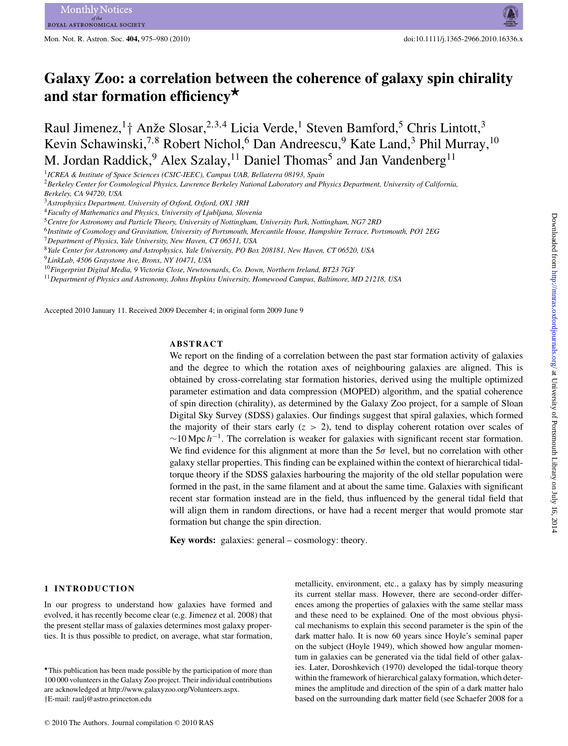# Galaxy Zoo: a correlation between the coherence of galaxy spin chirality and star formation efficiency*

Raul Jimenez,[1]† Anže Slosar,[2,3,4] Licia Verde,[1] Steven Bamford,[5] Chris Lintott,[3] Kevin Schawinski,[7,8] Robert Nichol,[6] Dan Andreescu,[9] Kate Land,[3] Phil Murray,[10] M. Jordan Raddick,[9] Alex Szalay,[11] Daniel Thomas[5] and Jan Vandenberg[11]

[1] *ICREA & Institute of Space Sciences (CSIC-IEEC), Campus UAB, Bellaterra 08193, Spain*
[2] *Berkeley Center for Cosmological Physics, Lawrence Berkeley National Laboratory and Physics Department, University of California, Berkeley, CA 94720, USA*
[3] *Astrophysics Department, University of Oxford, Oxford, OX1 3RH*
[4] *Faculty of Mathematics and Physics, University of Ljubljana, Slovenia*
[5] *Centre for Astronomy and Particle Theory, University of Nottingham, University Park, Nottingham, NG7 2RD*
[6] *Institute of Cosmology and Gravitation, University of Portsmouth, Mercantile House, Hampshire Terrace, Portsmouth, PO1 2EG*
[7] *Department of Physics, Yale University, New Haven, CT 06511, USA*
[8] *Yale Center for Astronomy and Astrophysics, Yale University, PO Box 208181, New Haven, CT 06520, USA*
[9] *LinkLab, 4506 Graystone Ave, Bronx, NY 10471, USA*
[10] *Fingerprint Digital Media, 9 Victoria Close, Newtownards, Co. Down, Northern Ireland, BT23 7GY*
[11] *Department of Physics and Astronomy, Johns Hopkins University, Homewood Campus, Baltimore, MD 21218, USA*

Accepted 2010 January 11. Received 2009 December 4; in original form 2009 June 9

## ABSTRACT

We report on the finding of a correlation between the past star formation activity of galaxies and the degree to which the rotation axes of neighbouring galaxies are aligned. This is obtained by cross-correlating star formation histories, derived using the multiple optimized parameter estimation and data compression (MOPED) algorithm, and the spatial coherence of spin direction (chirality), as determined by the Galaxy Zoo project, for a sample of Sloan Digital Sky Survey (SDSS) galaxies. Our findings suggest that spiral galaxies, which formed the majority of their stars early ($z > 2$), tend to display coherent rotation over scales of $\sim 10\,\mathrm{Mpc}\,h^{-1}$. The correlation is weaker for galaxies with significant recent star formation. We find evidence for this alignment at more than the $5\sigma$ level, but no correlation with other galaxy stellar properties. This finding can be explained within the context of hierarchical tidal-torque theory if the SDSS galaxies harbouring the majority of the old stellar population were formed in the past, in the same filament and at about the same time. Galaxies with significant recent star formation instead are in the field, thus influenced by the general tidal field that will align them in random directions, or have had a recent merger that would promote star formation but change the spin direction.

**Key words:** galaxies: general – cosmology: theory.

## 1 INTRODUCTION

In our progress to understand how galaxies have formed and evolved, it has recently become clear (e.g. Jimenez et al. 2008) that the present stellar mass of galaxies determines most galaxy properties. It is thus possible to predict, on average, what star formation, metallicity, environment, etc., a galaxy has by simply measuring its current stellar mass. However, there are second-order differences among the properties of galaxies with the same stellar mass and these need to be explained. One of the most obvious physical mechanisms to explain this second parameter is the spin of the dark matter halo. It is now 60 years since Hoyle's seminal paper on the subject (Hoyle 1949), which showed how angular momentum in galaxies can be generated via the tidal field of other galaxies. Later, Doroshkevich (1970) developed the tidal-torque theory within the framework of hierarchical galaxy formation, which determines the amplitude and direction of the spin of a dark matter halo based on the surrounding dark matter field (see Schaefer 2008 for a

*This publication has been made possible by the participation of more than 100 000 volunteers in the Galaxy Zoo project. Their individual contributions are acknowledged at http://www.galaxyzoo.org/Volunteers.aspx.
†E-mail: raulj@astro.princeton.edu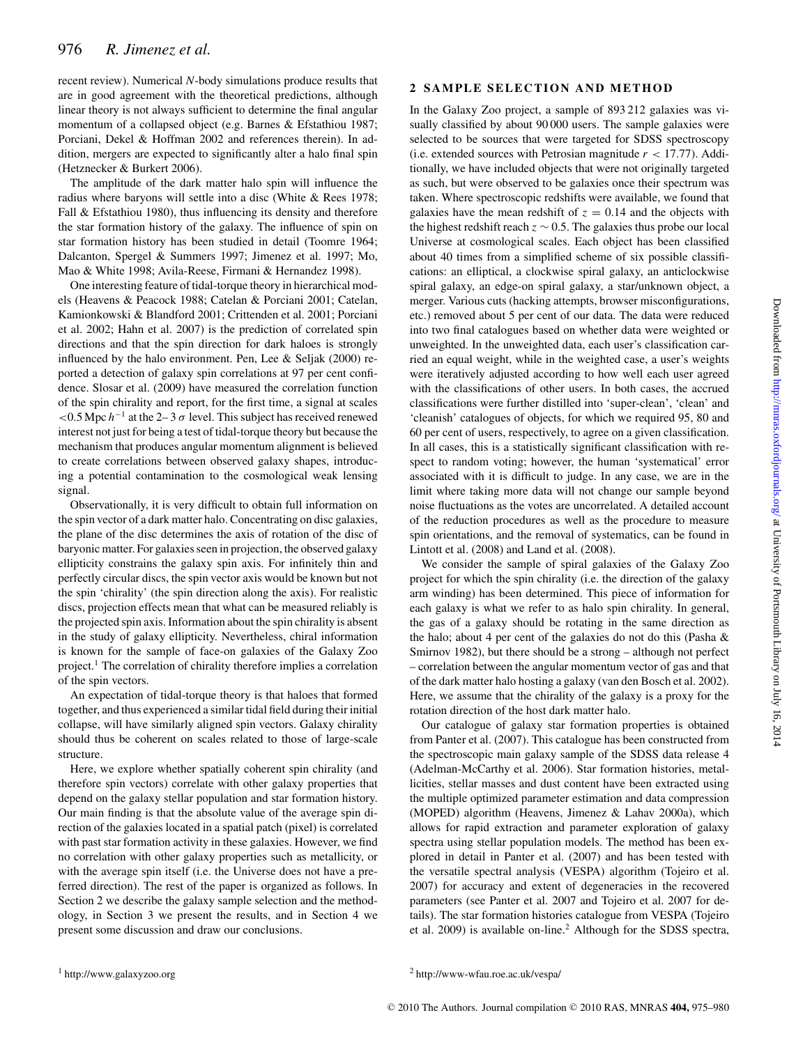recent review). Numerical *N*-body simulations produce results that are in good agreement with the theoretical predictions, although linear theory is not always sufficient to determine the final angular momentum of a collapsed object (e.g. Barnes & Efstathiou 1987; Porciani, Dekel & Hoffman 2002 and references therein). In addition, mergers are expected to significantly alter a halo final spin (Hetznecker & Burkert 2006).

The amplitude of the dark matter halo spin will influence the radius where baryons will settle into a disc (White & Rees 1978; Fall & Efstathiou 1980), thus influencing its density and therefore the star formation history of the galaxy. The influence of spin on star formation history has been studied in detail (Toomre 1964; Dalcanton, Spergel & Summers 1997; Jimenez et al. 1997; Mo, Mao & White 1998; Avila-Reese, Firmani & Hernandez 1998).

One interesting feature of tidal-torque theory in hierarchical models (Heavens & Peacock 1988; Catelan & Porciani 2001; Catelan, Kamionkowski & Blandford 2001; Crittenden et al. 2001; Porciani et al. 2002; Hahn et al. 2007) is the prediction of correlated spin directions and that the spin direction for dark haloes is strongly influenced by the halo environment. Pen, Lee & Seljak (2000) reported a detection of galaxy spin correlations at 97 per cent confidence. Slosar et al. (2009) have measured the correlation function of the spin chirality and report, for the first time, a signal at scales $<0.5\,\mathrm{Mpc}\,h^{-1}$ at the 2– 3 $\sigma$ level. This subject has received renewed interest not just for being a test of tidal-torque theory but because the mechanism that produces angular momentum alignment is believed to create correlations between observed galaxy shapes, introducing a potential contamination to the cosmological weak lensing signal.

Observationally, it is very difficult to obtain full information on the spin vector of a dark matter halo. Concentrating on disc galaxies, the plane of the disc determines the axis of rotation of the disc of baryonic matter. For galaxies seen in projection, the observed galaxy ellipticity constrains the galaxy spin axis. For infinitely thin and perfectly circular discs, the spin vector axis would be known but not the spin 'chirality' (the spin direction along the axis). For realistic discs, projection effects mean that what can be measured reliably is the projected spin axis. Information about the spin chirality is absent in the study of galaxy ellipticity. Nevertheless, chiral information is known for the sample of face-on galaxies of the Galaxy Zoo project.[1] The correlation of chirality therefore implies a correlation of the spin vectors.

An expectation of tidal-torque theory is that haloes that formed together, and thus experienced a similar tidal field during their initial collapse, will have similarly aligned spin vectors. Galaxy chirality should thus be coherent on scales related to those of large-scale structure.

Here, we explore whether spatially coherent spin chirality (and therefore spin vectors) correlate with other galaxy properties that depend on the galaxy stellar population and star formation history. Our main finding is that the absolute value of the average spin direction of the galaxies located in a spatial patch (pixel) is correlated with past star formation activity in these galaxies. However, we find no correlation with other galaxy properties such as metallicity, or with the average spin itself (i.e. the Universe does not have a preferred direction). The rest of the paper is organized as follows. In Section 2 we describe the galaxy sample selection and the methodology, in Section 3 we present the results, and in Section 4 we present some discussion and draw our conclusions.

## 2 SAMPLE SELECTION AND METHOD

In the Galaxy Zoo project, a sample of 893 212 galaxies was visually classified by about 90 000 users. The sample galaxies were selected to be sources that were targeted for SDSS spectroscopy (i.e. extended sources with Petrosian magnitude $r < 17.77$). Additionally, we have included objects that were not originally targeted as such, but were observed to be galaxies once their spectrum was taken. Where spectroscopic redshifts were available, we found that galaxies have the mean redshift of $z = 0.14$ and the objects with the highest redshift reach $z \sim 0.5$. The galaxies thus probe our local Universe at cosmological scales. Each object has been classified about 40 times from a simplified scheme of six possible classifications: an elliptical, a clockwise spiral galaxy, an anticlockwise spiral galaxy, an edge-on spiral galaxy, a star/unknown object, a merger. Various cuts (hacking attempts, browser misconfigurations, etc.) removed about 5 per cent of our data. The data were reduced into two final catalogues based on whether data were weighted or unweighted. In the unweighted data, each user's classification carried an equal weight, while in the weighted case, a user's weights were iteratively adjusted according to how well each user agreed with the classifications of other users. In both cases, the accrued classifications were further distilled into 'super-clean', 'clean' and 'cleanish' catalogues of objects, for which we required 95, 80 and 60 per cent of users, respectively, to agree on a given classification. In all cases, this is a statistically significant classification with respect to random voting; however, the human 'systematical' error associated with it is difficult to judge. In any case, we are in the limit where taking more data will not change our sample beyond noise fluctuations as the votes are uncorrelated. A detailed account of the reduction procedures as well as the procedure to measure spin orientations, and the removal of systematics, can be found in Lintott et al. (2008) and Land et al. (2008).

We consider the sample of spiral galaxies of the Galaxy Zoo project for which the spin chirality (i.e. the direction of the galaxy arm winding) has been determined. This piece of information for each galaxy is what we refer to as halo spin chirality. In general, the gas of a galaxy should be rotating in the same direction as the halo; about 4 per cent of the galaxies do not do this (Pasha & Smirnov 1982), but there should be a strong – although not perfect – correlation between the angular momentum vector of gas and that of the dark matter halo hosting a galaxy (van den Bosch et al. 2002). Here, we assume that the chirality of the galaxy is a proxy for the rotation direction of the host dark matter halo.

Our catalogue of galaxy star formation properties is obtained from Panter et al. (2007). This catalogue has been constructed from the spectroscopic main galaxy sample of the SDSS data release 4 (Adelman-McCarthy et al. 2006). Star formation histories, metallicities, stellar masses and dust content have been extracted using the multiple optimized parameter estimation and data compression (MOPED) algorithm (Heavens, Jimenez & Lahav 2000a), which allows for rapid extraction and parameter exploration of galaxy spectra using stellar population models. The method has been explored in detail in Panter et al. (2007) and has been tested with the versatile spectral analysis (VESPA) algorithm (Tojeiro et al. 2007) for accuracy and extent of degeneracies in the recovered parameters (see Panter et al. 2007 and Tojeiro et al. 2007 for details). The star formation histories catalogue from VESPA (Tojeiro et al. 2009) is available on-line.[2] Although for the SDSS spectra,

[1] http://www.galaxyzoo.org

[2] http://www-wfau.roe.ac.uk/vespa/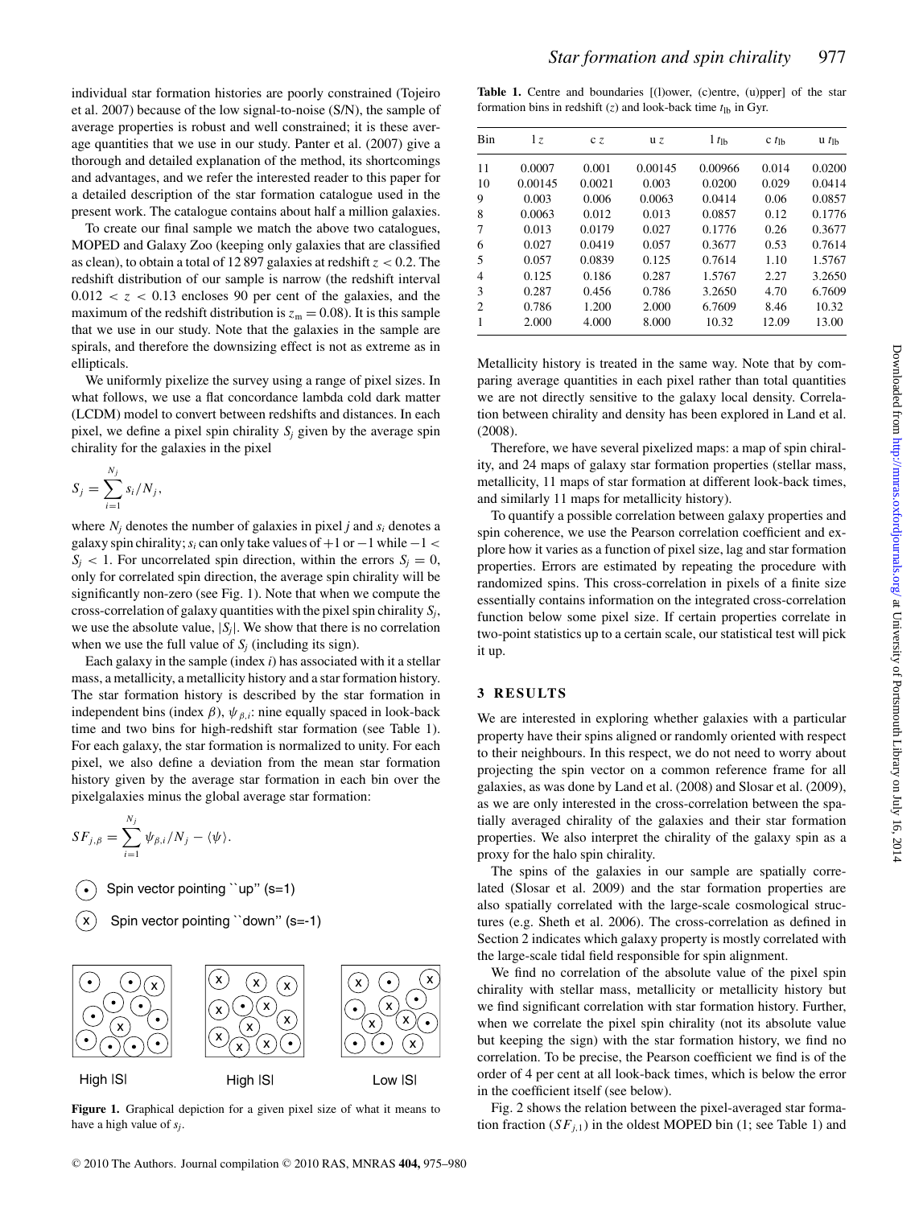individual star formation histories are poorly constrained (Tojeiro et al. 2007) because of the low signal-to-noise (S/N), the sample of average properties is robust and well constrained; it is these average quantities that we use in our study. Panter et al. (2007) give a thorough and detailed explanation of the method, its shortcomings and advantages, and we refer the interested reader to this paper for a detailed description of the star formation catalogue used in the present work. The catalogue contains about half a million galaxies.

To create our final sample we match the above two catalogues, MOPED and Galaxy Zoo (keeping only galaxies that are classified as clean), to obtain a total of 12 897 galaxies at redshift $z < 0.2$. The redshift distribution of our sample is narrow (the redshift interval $0.012 < z < 0.13$ encloses 90 per cent of the galaxies, and the maximum of the redshift distribution is $z_m = 0.08$). It is this sample that we use in our study. Note that the galaxies in the sample are spirals, and therefore the downsizing effect is not as extreme as in ellipticals.

We uniformly pixelize the survey using a range of pixel sizes. In what follows, we use a flat concordance lambda cold dark matter (LCDM) model to convert between redshifts and distances. In each pixel, we define a pixel spin chirality $S_j$ given by the average spin chirality for the galaxies in the pixel

$$S_j = \sum_{i=1}^{N_j} s_i / N_j,$$

where $N_j$ denotes the number of galaxies in pixel $j$ and $s_i$ denotes a galaxy spin chirality; $s_i$ can only take values of $+1$ or $-1$ while $-1 < S_j < 1$. For uncorrelated spin direction, within the errors $S_j = 0$, only for correlated spin direction, the average spin chirality will be significantly non-zero (see Fig. 1). Note that when we compute the cross-correlation of galaxy quantities with the pixel spin chirality $S_j$, we use the absolute value, $|S_j|$. We show that there is no correlation when we use the full value of $S_j$ (including its sign).

Each galaxy in the sample (index $i$) has associated with it a stellar mass, a metallicity, a metallicity history and a star formation history. The star formation history is described by the star formation in independent bins (index $\beta$), $\psi_{\beta,i}$: nine equally spaced in look-back time and two bins for high-redshift star formation (see Table 1). For each galaxy, the star formation is normalized to unity. For each pixel, we also define a deviation from the mean star formation history given by the average star formation in each bin over the pixelgalaxies minus the global average star formation:

$$SF_{j,\beta} = \sum_{i=1}^{N_j} \psi_{\beta,i} / N_j - \langle \psi \rangle.$$

Spin vector pointing ``up'' (s=1)

Spin vector pointing ``down'' (s=-1)

High |S| &nbsp;&nbsp;&nbsp; High |S| &nbsp;&nbsp;&nbsp; Low |S|

**Figure 1.** Graphical depiction for a given pixel size of what it means to have a high value of $s_j$.

**Table 1.** Centre and boundaries [(l)ower, (c)entre, (u)pper] of the star formation bins in redshift ($z$) and look-back time $t_{\rm lb}$ in Gyr.

| Bin | l $z$ | c $z$ | u $z$ | l $t_{\rm lb}$ | c $t_{\rm lb}$ | u $t_{\rm lb}$ |
|---|---|---|---|---|---|---|
| 11 | 0.0007 | 0.001 | 0.00145 | 0.00966 | 0.014 | 0.0200 |
| 10 | 0.00145 | 0.0021 | 0.003 | 0.0200 | 0.029 | 0.0414 |
| 9 | 0.003 | 0.006 | 0.0063 | 0.0414 | 0.06 | 0.0857 |
| 8 | 0.0063 | 0.012 | 0.013 | 0.0857 | 0.12 | 0.1776 |
| 7 | 0.013 | 0.0179 | 0.027 | 0.1776 | 0.26 | 0.3677 |
| 6 | 0.027 | 0.0419 | 0.057 | 0.3677 | 0.53 | 0.7614 |
| 5 | 0.057 | 0.0839 | 0.125 | 0.7614 | 1.10 | 1.5767 |
| 4 | 0.125 | 0.186 | 0.287 | 1.5767 | 2.27 | 3.2650 |
| 3 | 0.287 | 0.456 | 0.786 | 3.2650 | 4.70 | 6.7609 |
| 2 | 0.786 | 1.200 | 2.000 | 6.7609 | 8.46 | 10.32 |
| 1 | 2.000 | 4.000 | 8.000 | 10.32 | 12.09 | 13.00 |

Metallicity history is treated in the same way. Note that by comparing average quantities in each pixel rather than total quantities we are not directly sensitive to the galaxy local density. Correlation between chirality and density has been explored in Land et al. (2008).

Therefore, we have several pixelized maps: a map of spin chirality, and 24 maps of galaxy star formation properties (stellar mass, metallicity, 11 maps of star formation at different look-back times, and similarly 11 maps for metallicity history).

To quantify a possible correlation between galaxy properties and spin coherence, we use the Pearson correlation coefficient and explore how it varies as a function of pixel size, lag and star formation properties. Errors are estimated by repeating the procedure with randomized spins. This cross-correlation in pixels of a finite size essentially contains information on the integrated cross-correlation function below some pixel size. If certain properties correlate in two-point statistics up to a certain scale, our statistical test will pick it up.

## 3 RESULTS

We are interested in exploring whether galaxies with a particular property have their spins aligned or randomly oriented with respect to their neighbours. In this respect, we do not need to worry about projecting the spin vector on a common reference frame for all galaxies, as was done by Land et al. (2008) and Slosar et al. (2009), as we are only interested in the cross-correlation between the spatially averaged chirality of the galaxies and their star formation properties. We also interpret the chirality of the galaxy spin as a proxy for the halo spin chirality.

The spins of the galaxies in our sample are spatially correlated (Slosar et al. 2009) and the star formation properties are also spatially correlated with the large-scale cosmological structures (e.g. Sheth et al. 2006). The cross-correlation as defined in Section 2 indicates which galaxy property is mostly correlated with the large-scale tidal field responsible for spin alignment.

We find no correlation of the absolute value of the pixel spin chirality with stellar mass, metallicity or metallicity history but we find significant correlation with star formation history. Further, when we correlate the pixel spin chirality (not its absolute value but keeping the sign) with the star formation history, we find no correlation. To be precise, the Pearson coefficient we find is of the order of 4 per cent at all look-back times, which is below the error in the coefficient itself (see below).

Fig. 2 shows the relation between the pixel-averaged star formation fraction ($SF_{j,1}$) in the oldest MOPED bin (1; see Table 1) and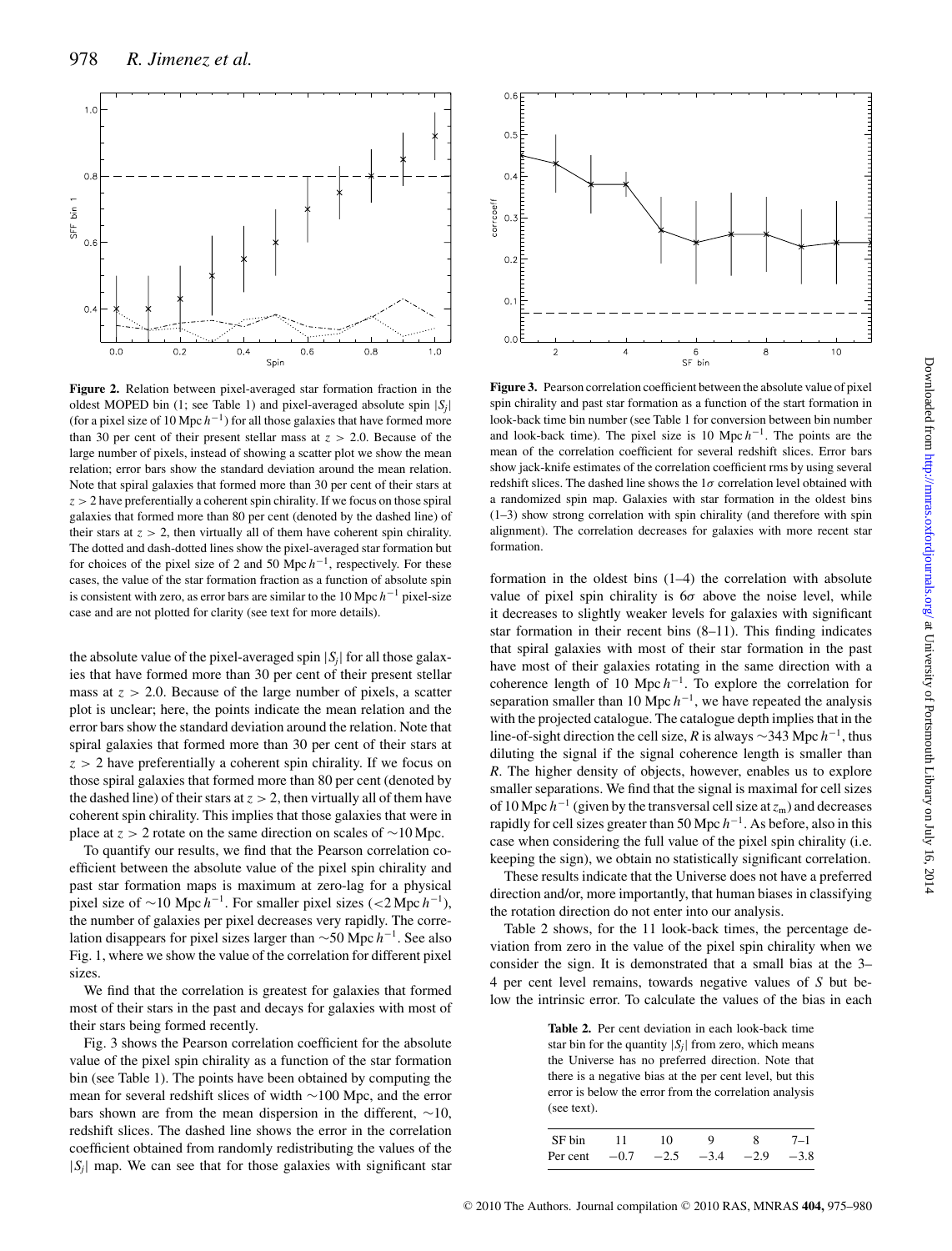**Figure 2.** Relation between pixel-averaged star formation fraction in the oldest MOPED bin (1; see Table 1) and pixel-averaged absolute spin $|S_j|$ (for a pixel size of 10 Mpc $h^{-1}$) for all those galaxies that have formed more than 30 per cent of their present stellar mass at $z > 2.0$. Because of the large number of pixels, instead of showing a scatter plot we show the mean relation; error bars show the standard deviation around the mean relation. Note that spiral galaxies that formed more than 30 per cent of their stars at $z > 2$ have preferentially a coherent spin chirality. If we focus on those spiral galaxies that formed more than 80 per cent (denoted by the dashed line) of their stars at $z > 2$, then virtually all of them have coherent spin chirality. The dotted and dash-dotted lines show the pixel-averaged star formation but for choices of the pixel size of 2 and 50 Mpc $h^{-1}$, respectively. For these cases, the value of the star formation fraction as a function of absolute spin is consistent with zero, as error bars are similar to the 10 Mpc $h^{-1}$ pixel-size case and are not plotted for clarity (see text for more details).

the absolute value of the pixel-averaged spin $|S_j|$ for all those galaxies that have formed more than 30 per cent of their present stellar mass at $z > 2.0$. Because of the large number of pixels, a scatter plot is unclear; here, the points indicate the mean relation and the error bars show the standard deviation around the relation. Note that spiral galaxies that formed more than 30 per cent of their stars at $z > 2$ have preferentially a coherent spin chirality. If we focus on those spiral galaxies that formed more than 80 per cent (denoted by the dashed line) of their stars at $z > 2$, then virtually all of them have coherent spin chirality. This implies that those galaxies that were in place at $z > 2$ rotate on the same direction on scales of ∼10 Mpc.

To quantify our results, we find that the Pearson correlation coefficient between the absolute value of the pixel spin chirality and past star formation maps is maximum at zero-lag for a physical pixel size of ∼10 Mpc $h^{-1}$. For smaller pixel sizes (<2 Mpc $h^{-1}$), the number of galaxies per pixel decreases very rapidly. The correlation disappears for pixel sizes larger than ∼50 Mpc $h^{-1}$. See also Fig. 1, where we show the value of the correlation for different pixel sizes.

We find that the correlation is greatest for galaxies that formed most of their stars in the past and decays for galaxies with most of their stars being formed recently.

Fig. 3 shows the Pearson correlation coefficient for the absolute value of the pixel spin chirality as a function of the star formation bin (see Table 1). The points have been obtained by computing the mean for several redshift slices of width ∼100 Mpc, and the error bars shown are from the mean dispersion in the different, ∼10, redshift slices. The dashed line shows the error in the correlation coefficient obtained from randomly redistributing the values of the $|S_j|$ map. We can see that for those galaxies with significant star formation in the oldest bins (1–4) the correlation with absolute value of pixel spin chirality is 6$\sigma$ above the noise level, while it decreases to slightly weaker levels for galaxies with significant star formation in their recent bins (8–11). This finding indicates that spiral galaxies with most of their star formation in the past have most of their galaxies rotating in the same direction with a coherence length of 10 Mpc $h^{-1}$. To explore the correlation for separation smaller than 10 Mpc $h^{-1}$, we have repeated the analysis with the projected catalogue. The catalogue depth implies that in the line-of-sight direction the cell size, $R$ is always ∼343 Mpc $h^{-1}$, thus diluting the signal if the signal coherence length is smaller than $R$. The higher density of objects, however, enables us to explore smaller separations. We find that the signal is maximal for cell sizes of 10 Mpc $h^{-1}$ (given by the transversal cell size at $z_{\rm m}$) and decreases rapidly for cell sizes greater than 50 Mpc $h^{-1}$. As before, also in this case when considering the full value of the pixel spin chirality (i.e. keeping the sign), we obtain no statistically significant correlation.

**Figure 3.** Pearson correlation coefficient between the absolute value of pixel spin chirality and past star formation as a function of the start formation in look-back time bin number (see Table 1 for conversion between bin number and look-back time). The pixel size is 10 Mpc $h^{-1}$. The points are the mean of the correlation coefficient for several redshift slices. Error bars show jack-knife estimates of the correlation coefficient rms by using several redshift slices. The dashed line shows the 1$\sigma$ correlation level obtained with a randomized spin map. Galaxies with star formation in the oldest bins (1–3) show strong correlation with spin chirality (and therefore with spin alignment). The correlation decreases for galaxies with more recent star formation.

These results indicate that the Universe does not have a preferred direction and/or, more importantly, that human biases in classifying the rotation direction do not enter into our analysis.

Table 2 shows, for the 11 look-back times, the percentage deviation from zero in the value of the pixel spin chirality when we consider the sign. It is demonstrated that a small bias at the 3–4 per cent level remains, towards negative values of $S$ but below the intrinsic error. To calculate the values of the bias in each

**Table 2.** Per cent deviation in each look-back time star bin for the quantity $|S_j|$ from zero, which means the Universe has no preferred direction. Note that there is a negative bias at the per cent level, but this error is below the error from the correlation analysis (see text).

| SF bin | 11 | 10 | 9 | 8 | 7–1 |
|---|---|---|---|---|---|
| Per cent | −0.7 | −2.5 | −3.4 | −2.9 | −3.8 |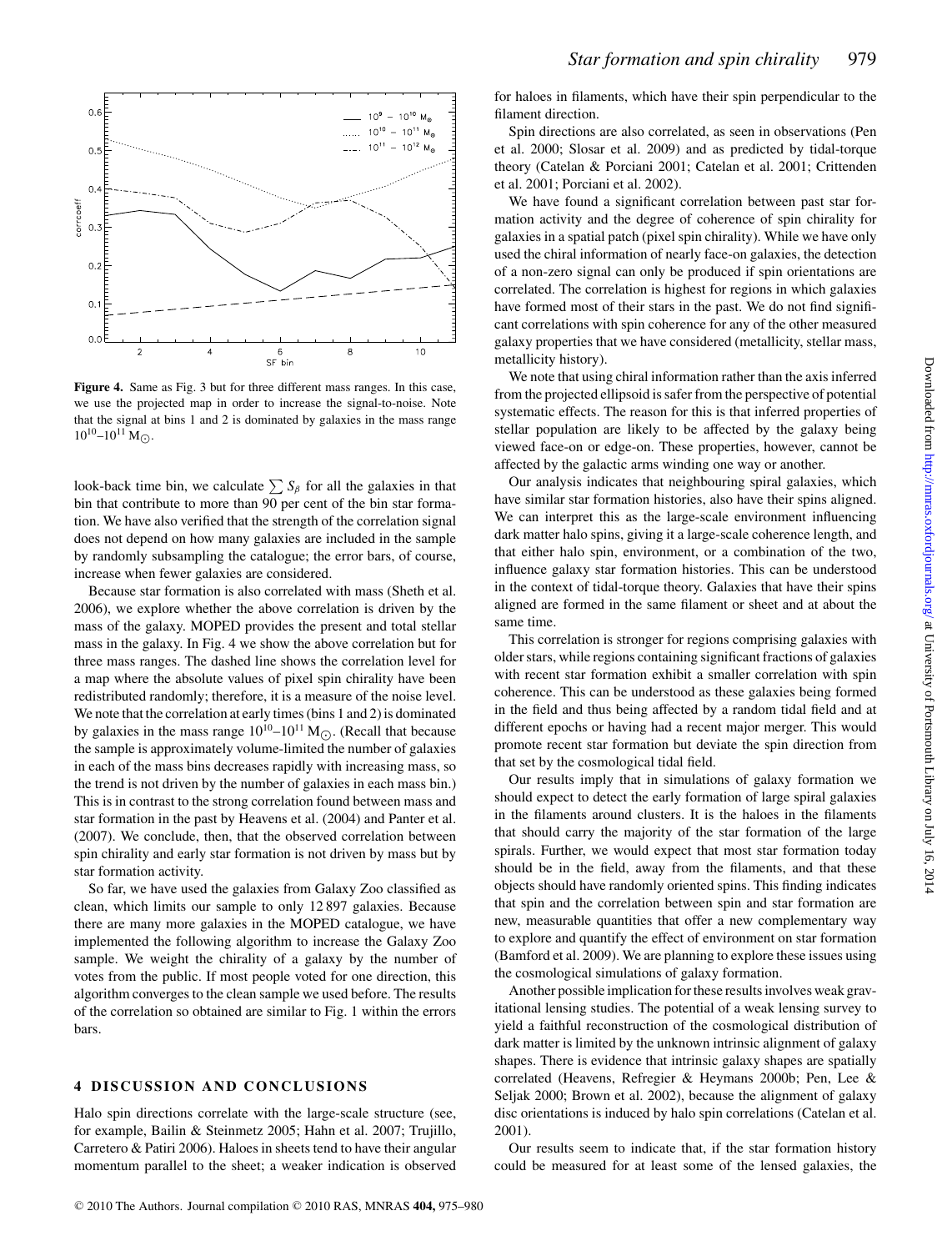0.6
0.5
0.4
0.3
0.2
0.1
0.0
corrcoeff
2
4
6
8
10
SF bin
$10^9 - 10^{10}$ M$_\odot$
$10^{10} - 10^{11}$ M$_\odot$
$10^{11} - 10^{12}$ M$_\odot$

**Figure 4.** Same as Fig. 3 but for three different mass ranges. In this case, we use the projected map in order to increase the signal-to-noise. Note that the signal at bins 1 and 2 is dominated by galaxies in the mass range $10^{10}$–$10^{11}$ M$_\odot$.

look-back time bin, we calculate $\sum S_\beta$ for all the galaxies in that bin that contribute to more than 90 per cent of the bin star formation. We have also verified that the strength of the correlation signal does not depend on how many galaxies are included in the sample by randomly subsampling the catalogue; the error bars, of course, increase when fewer galaxies are considered.

Because star formation is also correlated with mass (Sheth et al. 2006), we explore whether the above correlation is driven by the mass of the galaxy. MOPED provides the present and total stellar mass in the galaxy. In Fig. 4 we show the above correlation but for three mass ranges. The dashed line shows the correlation level for a map where the absolute values of pixel spin chirality have been redistributed randomly; therefore, it is a measure of the noise level. We note that the correlation at early times (bins 1 and 2) is dominated by galaxies in the mass range $10^{10}$–$10^{11}$ M$_\odot$. (Recall that because the sample is approximately volume-limited the number of galaxies in each of the mass bins decreases rapidly with increasing mass, so the trend is not driven by the number of galaxies in each mass bin.) This is in contrast to the strong correlation found between mass and star formation in the past by Heavens et al. (2004) and Panter et al. (2007). We conclude, then, that the observed correlation between spin chirality and early star formation is not driven by mass but by star formation activity.

So far, we have used the galaxies from Galaxy Zoo classified as clean, which limits our sample to only 12 897 galaxies. Because there are many more galaxies in the MOPED catalogue, we have implemented the following algorithm to increase the Galaxy Zoo sample. We weight the chirality of a galaxy by the number of votes from the public. If most people voted for one direction, this algorithm converges to the clean sample we used before. The results of the correlation so obtained are similar to Fig. 1 within the errors bars.

## 4 DISCUSSION AND CONCLUSIONS

Halo spin directions correlate with the large-scale structure (see, for example, Bailin & Steinmetz 2005; Hahn et al. 2007; Trujillo, Carretero & Patiri 2006). Haloes in sheets tend to have their angular momentum parallel to the sheet; a weaker indication is observed for haloes in filaments, which have their spin perpendicular to the filament direction.

Spin directions are also correlated, as seen in observations (Pen et al. 2000; Slosar et al. 2009) and as predicted by tidal-torque theory (Catelan & Porciani 2001; Catelan et al. 2001; Crittenden et al. 2001; Porciani et al. 2002).

We have found a significant correlation between past star formation activity and the degree of coherence of spin chirality for galaxies in a spatial patch (pixel spin chirality). While we have only used the chiral information of nearly face-on galaxies, the detection of a non-zero signal can only be produced if spin orientations are correlated. The correlation is highest for regions in which galaxies have formed most of their stars in the past. We do not find significant correlations with spin coherence for any of the other measured galaxy properties that we have considered (metallicity, stellar mass, metallicity history).

We note that using chiral information rather than the axis inferred from the projected ellipsoid is safer from the perspective of potential systematic effects. The reason for this is that inferred properties of stellar population are likely to be affected by the galaxy being viewed face-on or edge-on. These properties, however, cannot be affected by the galactic arms winding one way or another.

Our analysis indicates that neighbouring spiral galaxies, which have similar star formation histories, also have their spins aligned. We can interpret this as the large-scale environment influencing dark matter halo spins, giving it a large-scale coherence length, and that either halo spin, environment, or a combination of the two, influence galaxy star formation histories. This can be understood in the context of tidal-torque theory. Galaxies that have their spins aligned are formed in the same filament or sheet and at about the same time.

This correlation is stronger for regions comprising galaxies with older stars, while regions containing significant fractions of galaxies with recent star formation exhibit a smaller correlation with spin coherence. This can be understood as these galaxies being formed in the field and thus being affected by a random tidal field and at different epochs or having had a recent major merger. This would promote recent star formation but deviate the spin direction from that set by the cosmological tidal field.

Our results imply that in simulations of galaxy formation we should expect to detect the early formation of large spiral galaxies in the filaments around clusters. It is the haloes in the filaments that should carry the majority of the star formation of the large spirals. Further, we would expect that most star formation today should be in the field, away from the filaments, and that these objects should have randomly oriented spins. This finding indicates that spin and the correlation between spin and star formation are new, measurable quantities that offer a new complementary way to explore and quantify the effect of environment on star formation (Bamford et al. 2009). We are planning to explore these issues using the cosmological simulations of galaxy formation.

Another possible implication for these results involves weak gravitational lensing studies. The potential of a weak lensing survey to yield a faithful reconstruction of the cosmological distribution of dark matter is limited by the unknown intrinsic alignment of galaxy shapes. There is evidence that intrinsic galaxy shapes are spatially correlated (Heavens, Refregier & Heymans 2000b; Pen, Lee & Seljak 2000; Brown et al. 2002), because the alignment of galaxy disc orientations is induced by halo spin correlations (Catelan et al. 2001).

Our results seem to indicate that, if the star formation history could be measured for at least some of the lensed galaxies, the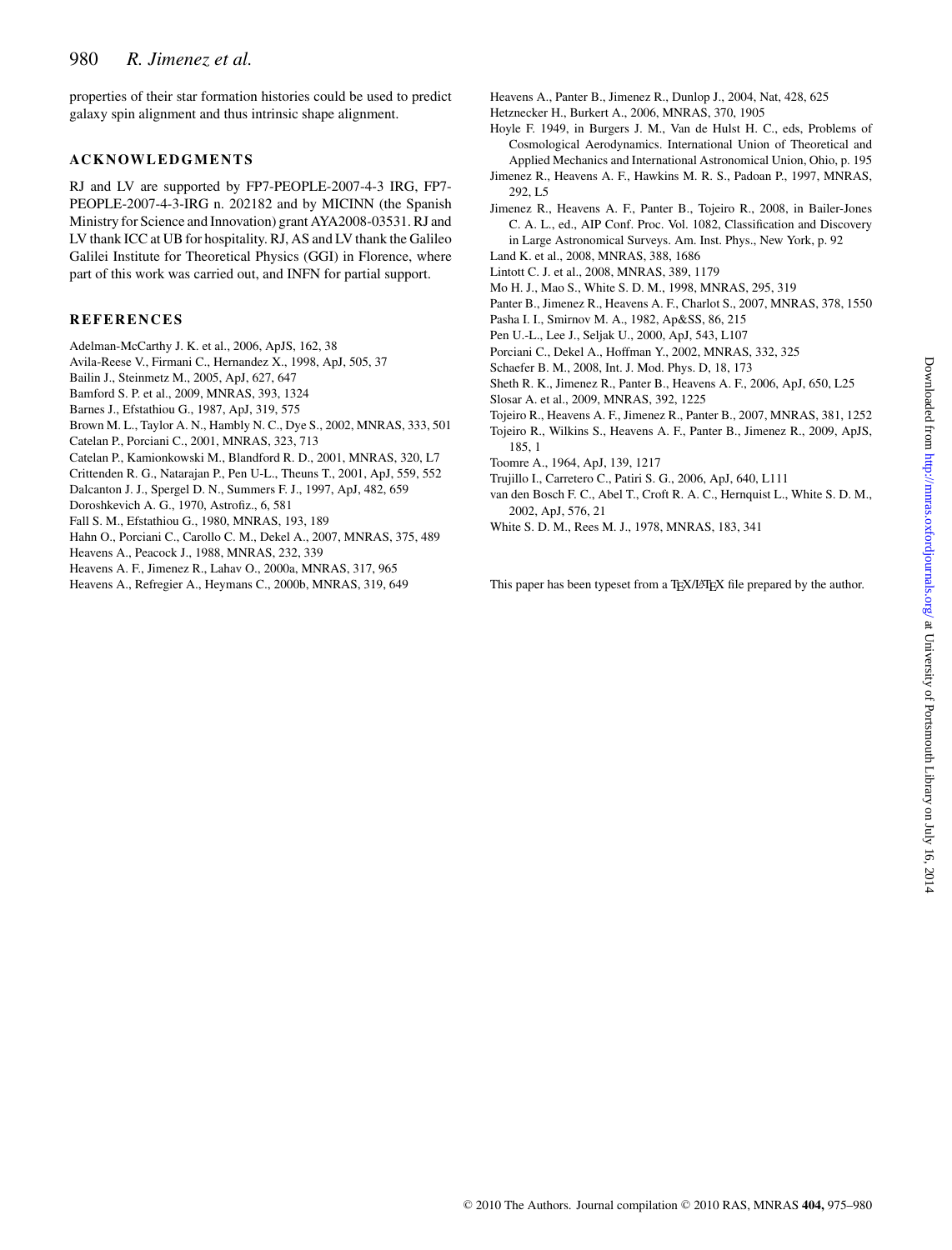properties of their star formation histories could be used to predict galaxy spin alignment and thus intrinsic shape alignment.

## ACKNOWLEDGMENTS

RJ and LV are supported by FP7-PEOPLE-2007-4-3 IRG, FP7-PEOPLE-2007-4-3-IRG n. 202182 and by MICINN (the Spanish Ministry for Science and Innovation) grant AYA2008-03531. RJ and LV thank ICC at UB for hospitality. RJ, AS and LV thank the Galileo Galilei Institute for Theoretical Physics (GGI) in Florence, where part of this work was carried out, and INFN for partial support.

## REFERENCES

Adelman-McCarthy J. K. et al., 2006, ApJS, 162, 38
Avila-Reese V., Firmani C., Hernandez X., 1998, ApJ, 505, 37
Bailin J., Steinmetz M., 2005, ApJ, 627, 647
Bamford S. P. et al., 2009, MNRAS, 393, 1324
Barnes J., Efstathiou G., 1987, ApJ, 319, 575
Brown M. L., Taylor A. N., Hambly N. C., Dye S., 2002, MNRAS, 333, 501
Catelan P., Porciani C., 2001, MNRAS, 323, 713
Catelan P., Kamionkowski M., Blandford R. D., 2001, MNRAS, 320, L7
Crittenden R. G., Natarajan P., Pen U-L., Theuns T., 2001, ApJ, 559, 552
Dalcanton J. J., Spergel D. N., Summers F. J., 1997, ApJ, 482, 659
Doroshkevich A. G., 1970, Astrofiz., 6, 581
Fall S. M., Efstathiou G., 1980, MNRAS, 193, 189
Hahn O., Porciani C., Carollo C. M., Dekel A., 2007, MNRAS, 375, 489
Heavens A., Peacock J., 1988, MNRAS, 232, 339
Heavens A. F., Jimenez R., Lahav O., 2000a, MNRAS, 317, 965
Heavens A., Refregier A., Heymans C., 2000b, MNRAS, 319, 649
Heavens A., Panter B., Jimenez R., Dunlop J., 2004, Nat, 428, 625
Hetznecker H., Burkert A., 2006, MNRAS, 370, 1905
Hoyle F. 1949, in Burgers J. M., Van de Hulst H. C., eds, Problems of Cosmological Aerodynamics. International Union of Theoretical and Applied Mechanics and International Astronomical Union, Ohio, p. 195
Jimenez R., Heavens A. F., Hawkins M. R. S., Padoan P., 1997, MNRAS, 292, L5
Jimenez R., Heavens A. F., Panter B., Tojeiro R., 2008, in Bailer-Jones C. A. L., ed., AIP Conf. Proc. Vol. 1082, Classification and Discovery in Large Astronomical Surveys. Am. Inst. Phys., New York, p. 92
Land K. et al., 2008, MNRAS, 388, 1686
Lintott C. J. et al., 2008, MNRAS, 389, 1179
Mo H. J., Mao S., White S. D. M., 1998, MNRAS, 295, 319
Panter B., Jimenez R., Heavens A. F., Charlot S., 2007, MNRAS, 378, 1550
Pasha I. I., Smirnov M. A., 1982, Ap&SS, 86, 215
Pen U.-L., Lee J., Seljak U., 2000, ApJ, 543, L107
Porciani C., Dekel A., Hoffman Y., 2002, MNRAS, 332, 325
Schaefer B. M., 2008, Int. J. Mod. Phys. D, 18, 173
Sheth R. K., Jimenez R., Panter B., Heavens A. F., 2006, ApJ, 650, L25
Slosar A. et al., 2009, MNRAS, 392, 1225
Tojeiro R., Heavens A. F., Jimenez R., Panter B., 2007, MNRAS, 381, 1252
Tojeiro R., Wilkins S., Heavens A. F., Panter B., Jimenez R., 2009, ApJS, 185, 1
Toomre A., 1964, ApJ, 139, 1217
Trujillo I., Carretero C., Patiri S. G., 2006, ApJ, 640, L111
van den Bosch F. C., Abel T., Croft R. A. C., Hernquist L., White S. D. M., 2002, ApJ, 576, 21
White S. D. M., Rees M. J., 1978, MNRAS, 183, 341

This paper has been typeset from a TEX/LATEX file prepared by the author.